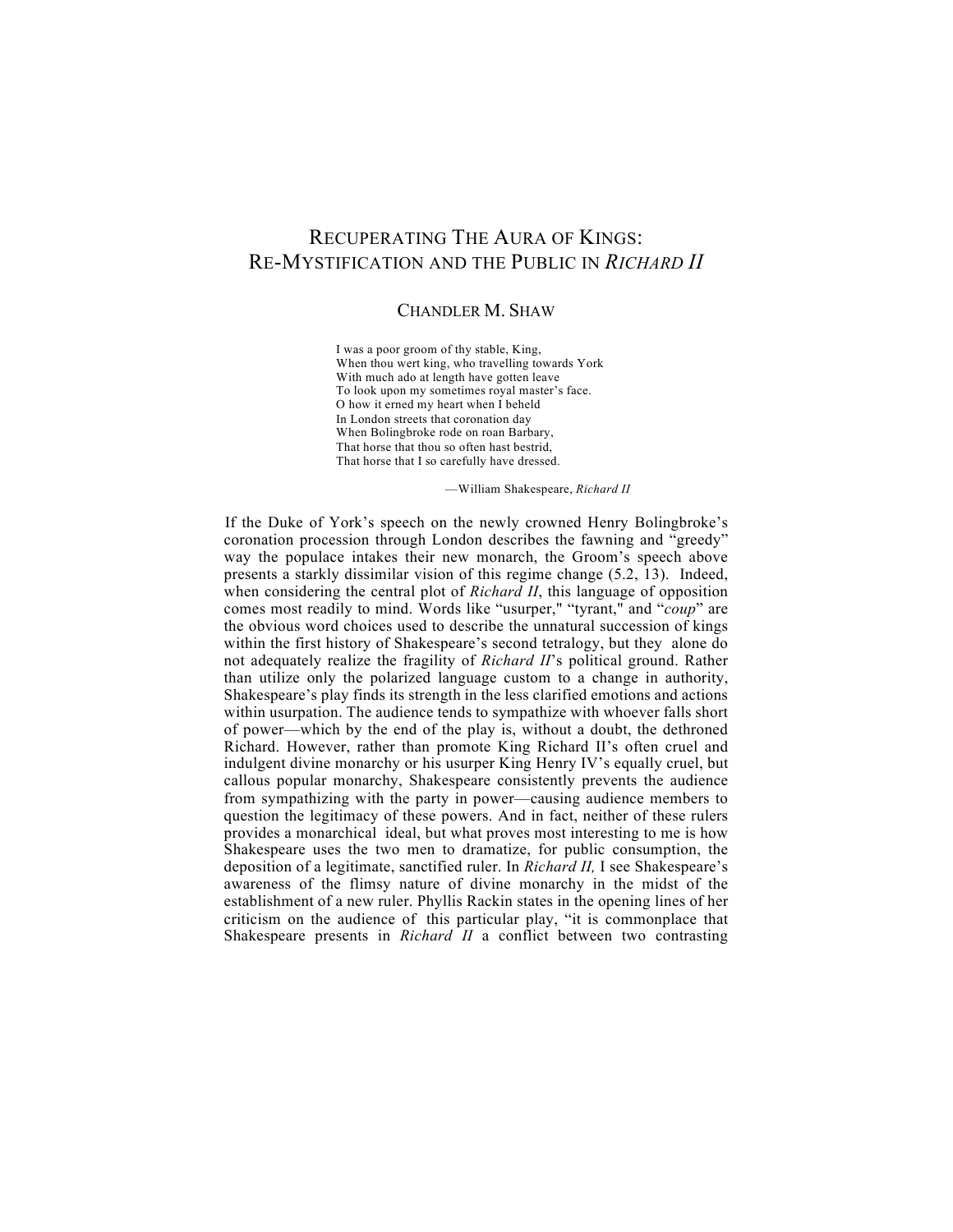# Recuperating The Aura of Kings: Re-Mystification and the Public in *Richard II*

CHANDLER M. SHAW

> I was a poor groom of thy stable, King,
> When thou wert king, who travelling towards York
> With much ado at length have gotten leave
> To look upon my sometimes royal master's face.
> O how it erned my heart when I beheld
> In London streets that coronation day
> When Bolingbroke rode on roan Barbary,
> That horse that thou so often hast bestrid,
> That horse that I so carefully have dressed.
>
> —William Shakespeare, *Richard II*

If the Duke of York's speech on the newly crowned Henry Bolingbroke's coronation procession through London describes the fawning and "greedy" way the populace intakes their new monarch, the Groom's speech above presents a starkly dissimilar vision of this regime change (5.2, 13). Indeed, when considering the central plot of *Richard II*, this language of opposition comes most readily to mind. Words like "usurper," "tyrant," and "*coup*" are the obvious word choices used to describe the unnatural succession of kings within the first history of Shakespeare's second tetralogy, but they alone do not adequately realize the fragility of *Richard II*'s political ground. Rather than utilize only the polarized language custom to a change in authority, Shakespeare's play finds its strength in the less clarified emotions and actions within usurpation. The audience tends to sympathize with whoever falls short of power—which by the end of the play is, without a doubt, the dethroned Richard. However, rather than promote King Richard II's often cruel and indulgent divine monarchy or his usurper King Henry IV's equally cruel, but callous popular monarchy, Shakespeare consistently prevents the audience from sympathizing with the party in power—causing audience members to question the legitimacy of these powers. And in fact, neither of these rulers provides a monarchical ideal, but what proves most interesting to me is how Shakespeare uses the two men to dramatize, for public consumption, the deposition of a legitimate, sanctified ruler. In *Richard II,* I see Shakespeare's awareness of the flimsy nature of divine monarchy in the midst of the establishment of a new ruler. Phyllis Rackin states in the opening lines of her criticism on the audience of this particular play, "it is commonplace that Shakespeare presents in *Richard II* a conflict between two contrasting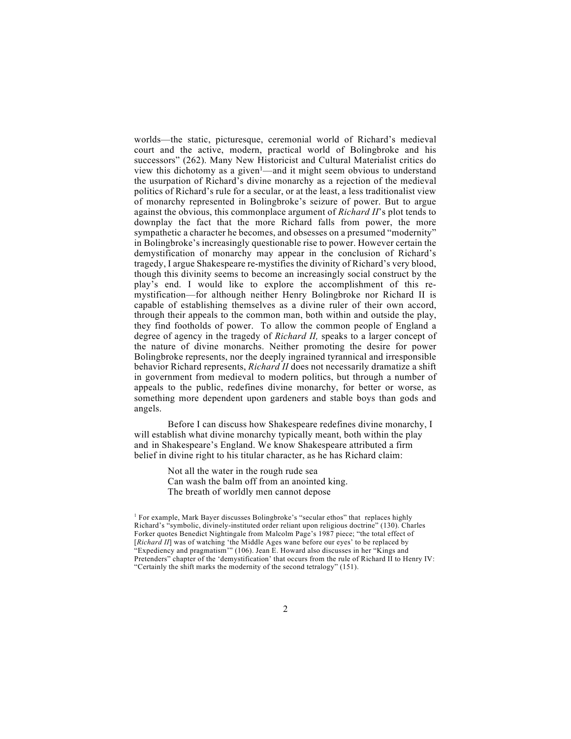worlds—the static, picturesque, ceremonial world of Richard's medieval court and the active, modern, practical world of Bolingbroke and his successors" (262). Many New Historicist and Cultural Materialist critics do view this dichotomy as a given[1]—and it might seem obvious to understand the usurpation of Richard's divine monarchy as a rejection of the medieval politics of Richard's rule for a secular, or at the least, a less traditionalist view of monarchy represented in Bolingbroke's seizure of power. But to argue against the obvious, this commonplace argument of *Richard II*'s plot tends to downplay the fact that the more Richard falls from power, the more sympathetic a character he becomes, and obsesses on a presumed "modernity" in Bolingbroke's increasingly questionable rise to power. However certain the demystification of monarchy may appear in the conclusion of Richard's tragedy, I argue Shakespeare re-mystifies the divinity of Richard's very blood, though this divinity seems to become an increasingly social construct by the play's end. I would like to explore the accomplishment of this re-mystification—for although neither Henry Bolingbroke nor Richard II is capable of establishing themselves as a divine ruler of their own accord, through their appeals to the common man, both within and outside the play, they find footholds of power. To allow the common people of England a degree of agency in the tragedy of *Richard II,* speaks to a larger concept of the nature of divine monarchs. Neither promoting the desire for power Bolingbroke represents, nor the deeply ingrained tyrannical and irresponsible behavior Richard represents, *Richard II* does not necessarily dramatize a shift in government from medieval to modern politics, but through a number of appeals to the public, redefines divine monarchy, for better or worse, as something more dependent upon gardeners and stable boys than gods and angels.

Before I can discuss how Shakespeare redefines divine monarchy, I will establish what divine monarchy typically meant, both within the play and in Shakespeare's England. We know Shakespeare attributed a firm belief in divine right to his titular character, as he has Richard claim:

> Not all the water in the rough rude sea
> Can wash the balm off from an anointed king.
> The breath of worldly men cannot depose

[1] For example, Mark Bayer discusses Bolingbroke's "secular ethos" that replaces highly Richard's "symbolic, divinely-instituted order reliant upon religious doctrine" (130). Charles Forker quotes Benedict Nightingale from Malcolm Page's 1987 piece; "the total effect of [*Richard II*] was of watching 'the Middle Ages wane before our eyes' to be replaced by "Expediency and pragmatism'" (106). Jean E. Howard also discusses in her "Kings and Pretenders" chapter of the 'demystification' that occurs from the rule of Richard II to Henry IV: "Certainly the shift marks the modernity of the second tetralogy" (151).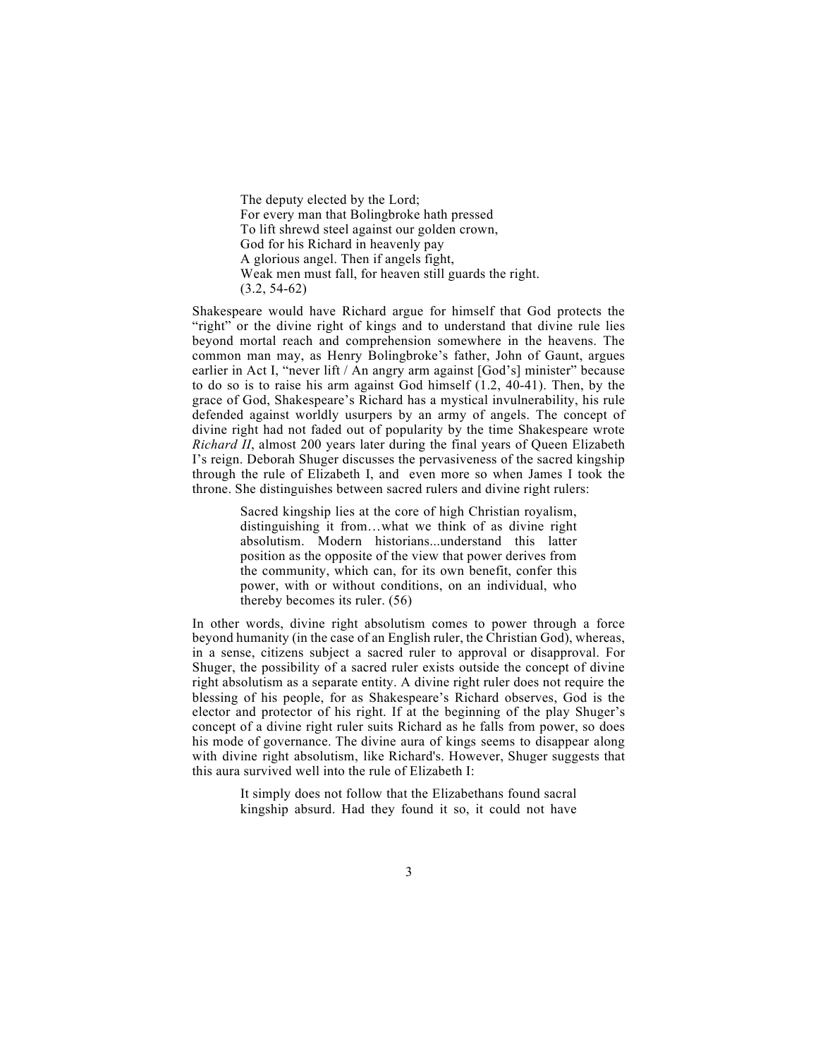> The deputy elected by the Lord;
> For every man that Bolingbroke hath pressed
> To lift shrewd steel against our golden crown,
> God for his Richard in heavenly pay
> A glorious angel. Then if angels fight,
> Weak men must fall, for heaven still guards the right.
> (3.2, 54-62)

Shakespeare would have Richard argue for himself that God protects the "right" or the divine right of kings and to understand that divine rule lies beyond mortal reach and comprehension somewhere in the heavens. The common man may, as Henry Bolingbroke's father, John of Gaunt, argues earlier in Act I, "never lift / An angry arm against [God's] minister" because to do so is to raise his arm against God himself (1.2, 40-41). Then, by the grace of God, Shakespeare's Richard has a mystical invulnerability, his rule defended against worldly usurpers by an army of angels. The concept of divine right had not faded out of popularity by the time Shakespeare wrote *Richard II*, almost 200 years later during the final years of Queen Elizabeth I's reign. Deborah Shuger discusses the pervasiveness of the sacred kingship through the rule of Elizabeth I, and even more so when James I took the throne. She distinguishes between sacred rulers and divine right rulers:

> Sacred kingship lies at the core of high Christian royalism, distinguishing it from…what we think of as divine right absolutism. Modern historians...understand this latter position as the opposite of the view that power derives from the community, which can, for its own benefit, confer this power, with or without conditions, on an individual, who thereby becomes its ruler. (56)

In other words, divine right absolutism comes to power through a force beyond humanity (in the case of an English ruler, the Christian God), whereas, in a sense, citizens subject a sacred ruler to approval or disapproval. For Shuger, the possibility of a sacred ruler exists outside the concept of divine right absolutism as a separate entity. A divine right ruler does not require the blessing of his people, for as Shakespeare's Richard observes, God is the elector and protector of his right. If at the beginning of the play Shuger's concept of a divine right ruler suits Richard as he falls from power, so does his mode of governance. The divine aura of kings seems to disappear along with divine right absolutism, like Richard's. However, Shuger suggests that this aura survived well into the rule of Elizabeth I:

> It simply does not follow that the Elizabethans found sacral kingship absurd. Had they found it so, it could not have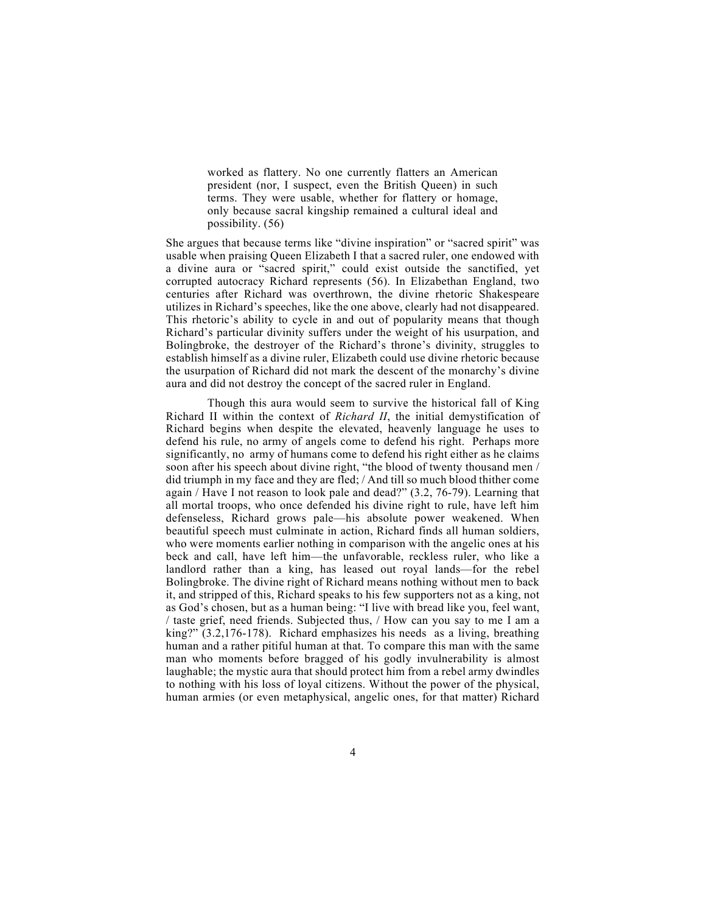> worked as flattery. No one currently flatters an American president (nor, I suspect, even the British Queen) in such terms. They were usable, whether for flattery or homage, only because sacral kingship remained a cultural ideal and possibility. (56)

She argues that because terms like "divine inspiration" or "sacred spirit" was usable when praising Queen Elizabeth I that a sacred ruler, one endowed with a divine aura or "sacred spirit," could exist outside the sanctified, yet corrupted autocracy Richard represents (56). In Elizabethan England, two centuries after Richard was overthrown, the divine rhetoric Shakespeare utilizes in Richard's speeches, like the one above, clearly had not disappeared. This rhetoric's ability to cycle in and out of popularity means that though Richard's particular divinity suffers under the weight of his usurpation, and Bolingbroke, the destroyer of the Richard's throne's divinity, struggles to establish himself as a divine ruler, Elizabeth could use divine rhetoric because the usurpation of Richard did not mark the descent of the monarchy's divine aura and did not destroy the concept of the sacred ruler in England.

Though this aura would seem to survive the historical fall of King Richard II within the context of *Richard II*, the initial demystification of Richard begins when despite the elevated, heavenly language he uses to defend his rule, no army of angels come to defend his right. Perhaps more significantly, no army of humans come to defend his right either as he claims soon after his speech about divine right, "the blood of twenty thousand men / did triumph in my face and they are fled; / And till so much blood thither come again / Have I not reason to look pale and dead?" (3.2, 76-79). Learning that all mortal troops, who once defended his divine right to rule, have left him defenseless, Richard grows pale—his absolute power weakened. When beautiful speech must culminate in action, Richard finds all human soldiers, who were moments earlier nothing in comparison with the angelic ones at his beck and call, have left him—the unfavorable, reckless ruler, who like a landlord rather than a king, has leased out royal lands—for the rebel Bolingbroke. The divine right of Richard means nothing without men to back it, and stripped of this, Richard speaks to his few supporters not as a king, not as God's chosen, but as a human being: "I live with bread like you, feel want, / taste grief, need friends. Subjected thus, / How can you say to me I am a king?" (3.2,176-178). Richard emphasizes his needs as a living, breathing human and a rather pitiful human at that. To compare this man with the same man who moments before bragged of his godly invulnerability is almost laughable; the mystic aura that should protect him from a rebel army dwindles to nothing with his loss of loyal citizens. Without the power of the physical, human armies (or even metaphysical, angelic ones, for that matter) Richard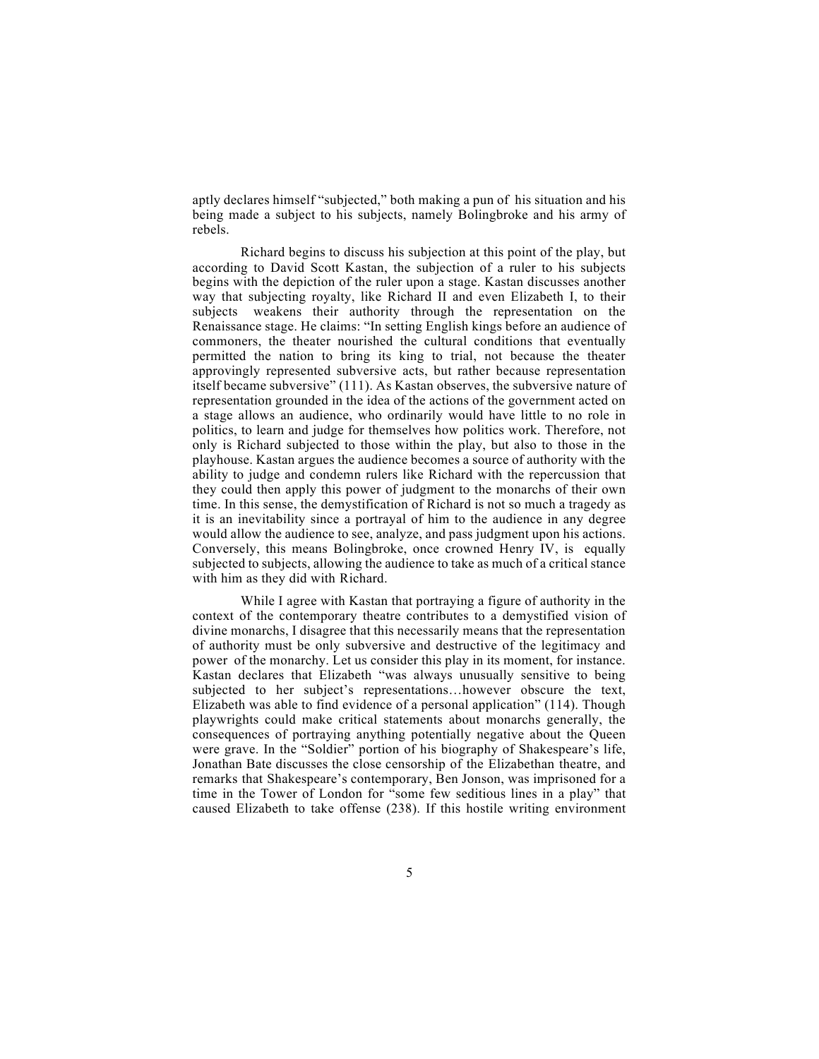aptly declares himself "subjected," both making a pun of his situation and his being made a subject to his subjects, namely Bolingbroke and his army of rebels.

Richard begins to discuss his subjection at this point of the play, but according to David Scott Kastan, the subjection of a ruler to his subjects begins with the depiction of the ruler upon a stage. Kastan discusses another way that subjecting royalty, like Richard II and even Elizabeth I, to their subjects weakens their authority through the representation on the Renaissance stage. He claims: "In setting English kings before an audience of commoners, the theater nourished the cultural conditions that eventually permitted the nation to bring its king to trial, not because the theater approvingly represented subversive acts, but rather because representation itself became subversive" (111). As Kastan observes, the subversive nature of representation grounded in the idea of the actions of the government acted on a stage allows an audience, who ordinarily would have little to no role in politics, to learn and judge for themselves how politics work. Therefore, not only is Richard subjected to those within the play, but also to those in the playhouse. Kastan argues the audience becomes a source of authority with the ability to judge and condemn rulers like Richard with the repercussion that they could then apply this power of judgment to the monarchs of their own time. In this sense, the demystification of Richard is not so much a tragedy as it is an inevitability since a portrayal of him to the audience in any degree would allow the audience to see, analyze, and pass judgment upon his actions. Conversely, this means Bolingbroke, once crowned Henry IV, is equally subjected to subjects, allowing the audience to take as much of a critical stance with him as they did with Richard.

While I agree with Kastan that portraying a figure of authority in the context of the contemporary theatre contributes to a demystified vision of divine monarchs, I disagree that this necessarily means that the representation of authority must be only subversive and destructive of the legitimacy and power of the monarchy. Let us consider this play in its moment, for instance. Kastan declares that Elizabeth "was always unusually sensitive to being subjected to her subject's representations…however obscure the text, Elizabeth was able to find evidence of a personal application" (114). Though playwrights could make critical statements about monarchs generally, the consequences of portraying anything potentially negative about the Queen were grave. In the "Soldier" portion of his biography of Shakespeare's life, Jonathan Bate discusses the close censorship of the Elizabethan theatre, and remarks that Shakespeare's contemporary, Ben Jonson, was imprisoned for a time in the Tower of London for "some few seditious lines in a play" that caused Elizabeth to take offense (238). If this hostile writing environment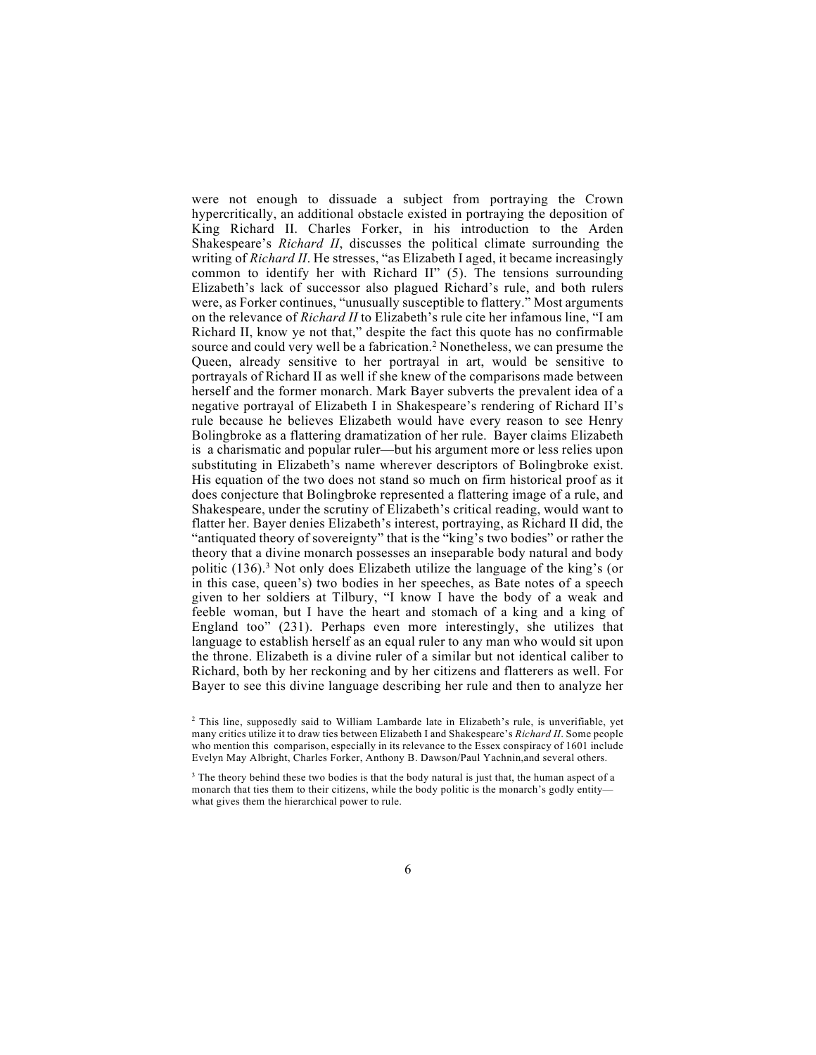were not enough to dissuade a subject from portraying the Crown hypercritically, an additional obstacle existed in portraying the deposition of King Richard II. Charles Forker, in his introduction to the Arden Shakespeare's *Richard II*, discusses the political climate surrounding the writing of *Richard II*. He stresses, "as Elizabeth I aged, it became increasingly common to identify her with Richard II" (5). The tensions surrounding Elizabeth's lack of successor also plagued Richard's rule, and both rulers were, as Forker continues, "unusually susceptible to flattery." Most arguments on the relevance of *Richard II* to Elizabeth's rule cite her infamous line, "I am Richard II, know ye not that," despite the fact this quote has no confirmable source and could very well be a fabrication.[2] Nonetheless, we can presume the Queen, already sensitive to her portrayal in art, would be sensitive to portrayals of Richard II as well if she knew of the comparisons made between herself and the former monarch. Mark Bayer subverts the prevalent idea of a negative portrayal of Elizabeth I in Shakespeare's rendering of Richard II's rule because he believes Elizabeth would have every reason to see Henry Bolingbroke as a flattering dramatization of her rule. Bayer claims Elizabeth is a charismatic and popular ruler—but his argument more or less relies upon substituting in Elizabeth's name wherever descriptors of Bolingbroke exist. His equation of the two does not stand so much on firm historical proof as it does conjecture that Bolingbroke represented a flattering image of a rule, and Shakespeare, under the scrutiny of Elizabeth's critical reading, would want to flatter her. Bayer denies Elizabeth's interest, portraying, as Richard II did, the "antiquated theory of sovereignty" that is the "king's two bodies" or rather the theory that a divine monarch possesses an inseparable body natural and body politic (136).[3] Not only does Elizabeth utilize the language of the king's (or in this case, queen's) two bodies in her speeches, as Bate notes of a speech given to her soldiers at Tilbury, "I know I have the body of a weak and feeble woman, but I have the heart and stomach of a king and a king of England too" (231). Perhaps even more interestingly, she utilizes that language to establish herself as an equal ruler to any man who would sit upon the throne. Elizabeth is a divine ruler of a similar but not identical caliber to Richard, both by her reckoning and by her citizens and flatterers as well. For Bayer to see this divine language describing her rule and then to analyze her

[2] This line, supposedly said to William Lambarde late in Elizabeth's rule, is unverifiable, yet many critics utilize it to draw ties between Elizabeth I and Shakespeare's *Richard II*. Some people who mention this comparison, especially in its relevance to the Essex conspiracy of 1601 include Evelyn May Albright, Charles Forker, Anthony B. Dawson/Paul Yachnin,and several others.

[3] The theory behind these two bodies is that the body natural is just that, the human aspect of a monarch that ties them to their citizens, while the body politic is the monarch's godly entity—what gives them the hierarchical power to rule.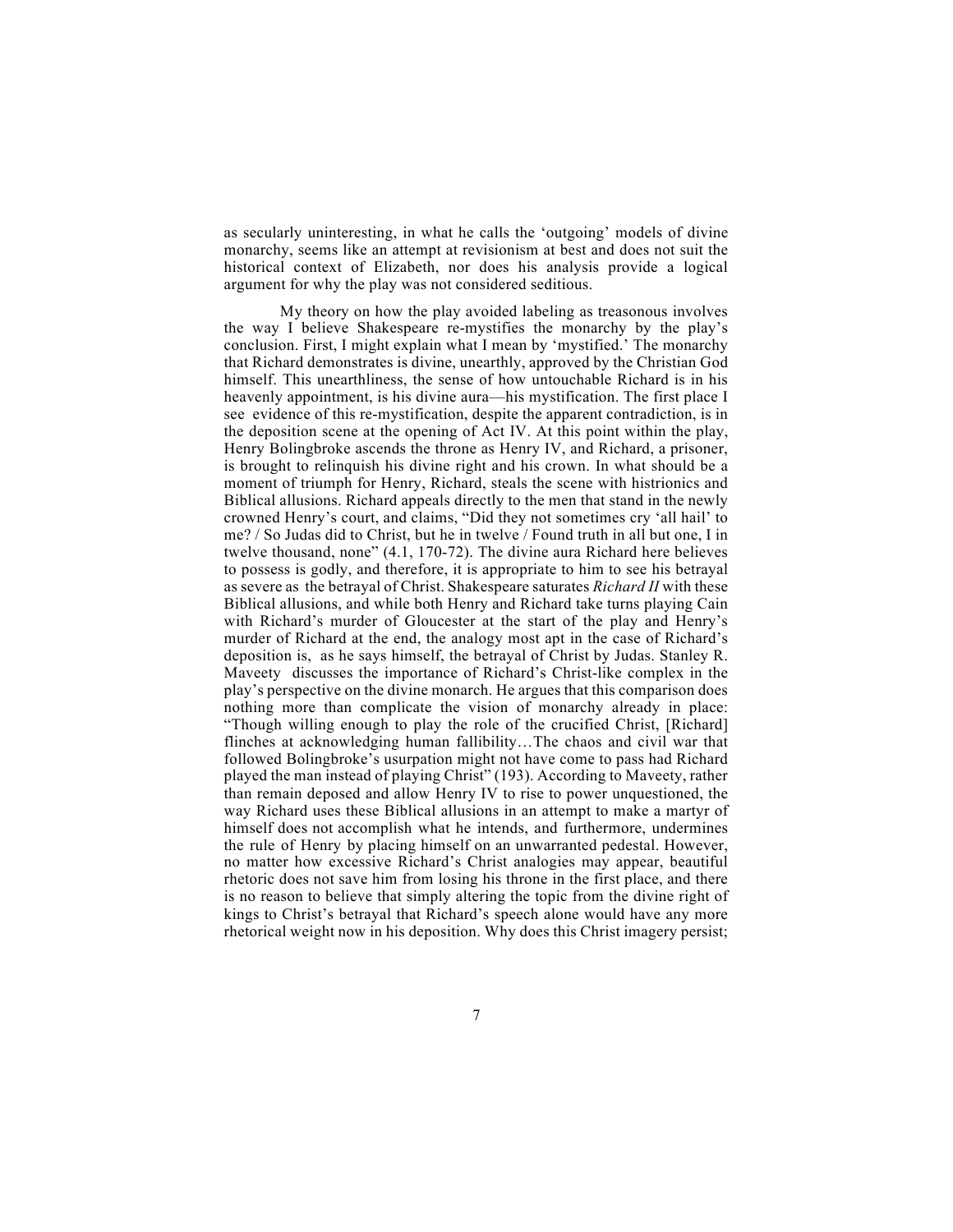as secularly uninteresting, in what he calls the 'outgoing' models of divine monarchy, seems like an attempt at revisionism at best and does not suit the historical context of Elizabeth, nor does his analysis provide a logical argument for why the play was not considered seditious.

My theory on how the play avoided labeling as treasonous involves the way I believe Shakespeare re-mystifies the monarchy by the play's conclusion. First, I might explain what I mean by 'mystified.' The monarchy that Richard demonstrates is divine, unearthly, approved by the Christian God himself. This unearthliness, the sense of how untouchable Richard is in his heavenly appointment, is his divine aura—his mystification. The first place I see evidence of this re-mystification, despite the apparent contradiction, is in the deposition scene at the opening of Act IV. At this point within the play, Henry Bolingbroke ascends the throne as Henry IV, and Richard, a prisoner, is brought to relinquish his divine right and his crown. In what should be a moment of triumph for Henry, Richard, steals the scene with histrionics and Biblical allusions. Richard appeals directly to the men that stand in the newly crowned Henry's court, and claims, "Did they not sometimes cry 'all hail' to me? / So Judas did to Christ, but he in twelve / Found truth in all but one, I in twelve thousand, none" (4.1, 170-72). The divine aura Richard here believes to possess is godly, and therefore, it is appropriate to him to see his betrayal as severe as the betrayal of Christ. Shakespeare saturates *Richard II* with these Biblical allusions, and while both Henry and Richard take turns playing Cain with Richard's murder of Gloucester at the start of the play and Henry's murder of Richard at the end, the analogy most apt in the case of Richard's deposition is, as he says himself, the betrayal of Christ by Judas. Stanley R. Maveety discusses the importance of Richard's Christ-like complex in the play's perspective on the divine monarch. He argues that this comparison does nothing more than complicate the vision of monarchy already in place: "Though willing enough to play the role of the crucified Christ, [Richard] flinches at acknowledging human fallibility…The chaos and civil war that followed Bolingbroke's usurpation might not have come to pass had Richard played the man instead of playing Christ" (193). According to Maveety, rather than remain deposed and allow Henry IV to rise to power unquestioned, the way Richard uses these Biblical allusions in an attempt to make a martyr of himself does not accomplish what he intends, and furthermore, undermines the rule of Henry by placing himself on an unwarranted pedestal. However, no matter how excessive Richard's Christ analogies may appear, beautiful rhetoric does not save him from losing his throne in the first place, and there is no reason to believe that simply altering the topic from the divine right of kings to Christ's betrayal that Richard's speech alone would have any more rhetorical weight now in his deposition. Why does this Christ imagery persist;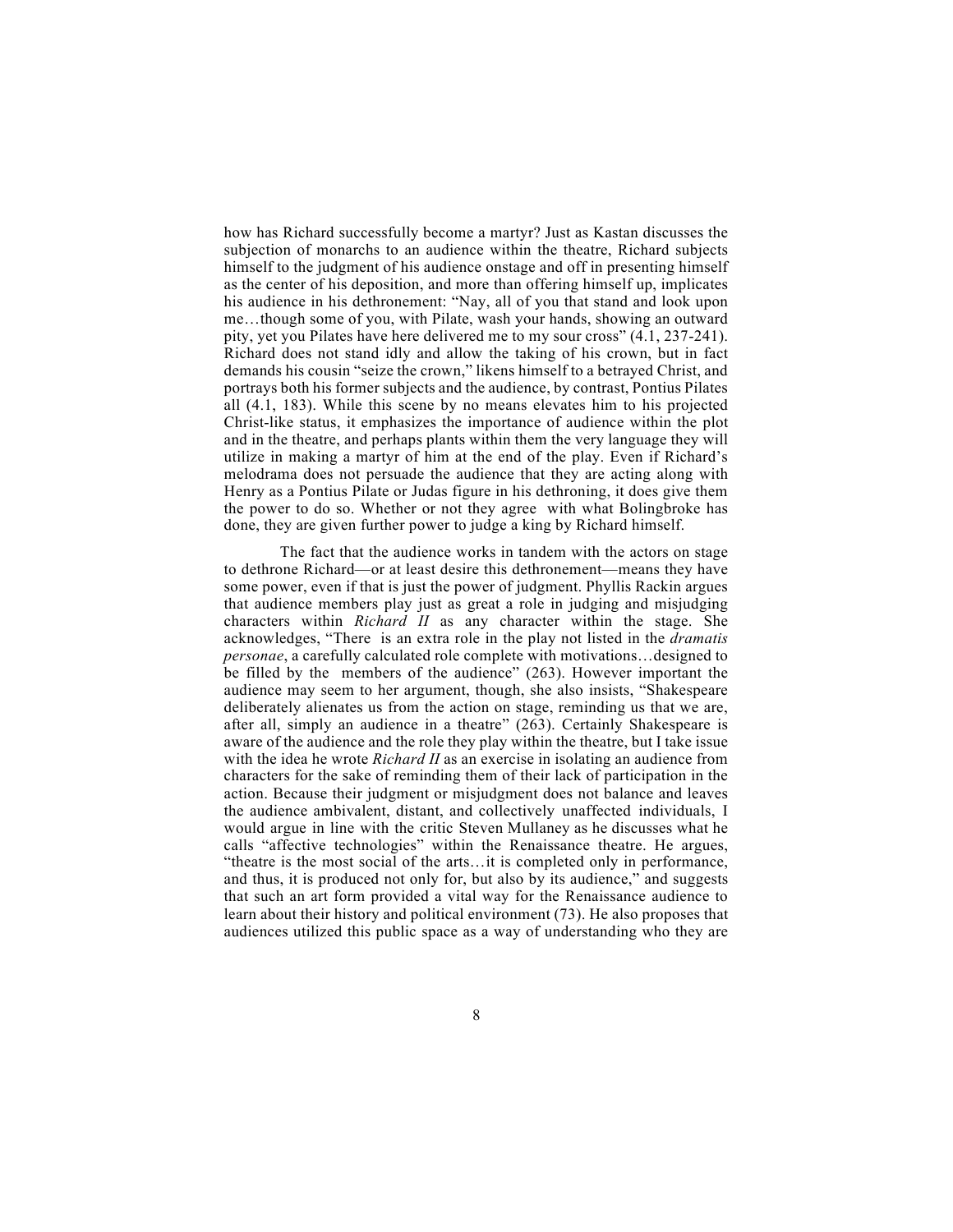how has Richard successfully become a martyr? Just as Kastan discusses the subjection of monarchs to an audience within the theatre, Richard subjects himself to the judgment of his audience onstage and off in presenting himself as the center of his deposition, and more than offering himself up, implicates his audience in his dethronement: "Nay, all of you that stand and look upon me…though some of you, with Pilate, wash your hands, showing an outward pity, yet you Pilates have here delivered me to my sour cross" (4.1, 237-241). Richard does not stand idly and allow the taking of his crown, but in fact demands his cousin "seize the crown," likens himself to a betrayed Christ, and portrays both his former subjects and the audience, by contrast, Pontius Pilates all (4.1, 183). While this scene by no means elevates him to his projected Christ-like status, it emphasizes the importance of audience within the plot and in the theatre, and perhaps plants within them the very language they will utilize in making a martyr of him at the end of the play. Even if Richard's melodrama does not persuade the audience that they are acting along with Henry as a Pontius Pilate or Judas figure in his dethroning, it does give them the power to do so. Whether or not they agree with what Bolingbroke has done, they are given further power to judge a king by Richard himself.

The fact that the audience works in tandem with the actors on stage to dethrone Richard—or at least desire this dethronement—means they have some power, even if that is just the power of judgment. Phyllis Rackin argues that audience members play just as great a role in judging and misjudging characters within *Richard II* as any character within the stage. She acknowledges, "There is an extra role in the play not listed in the *dramatis personae*, a carefully calculated role complete with motivations…designed to be filled by the members of the audience" (263). However important the audience may seem to her argument, though, she also insists, "Shakespeare deliberately alienates us from the action on stage, reminding us that we are, after all, simply an audience in a theatre" (263). Certainly Shakespeare is aware of the audience and the role they play within the theatre, but I take issue with the idea he wrote *Richard II* as an exercise in isolating an audience from characters for the sake of reminding them of their lack of participation in the action. Because their judgment or misjudgment does not balance and leaves the audience ambivalent, distant, and collectively unaffected individuals, I would argue in line with the critic Steven Mullaney as he discusses what he calls "affective technologies" within the Renaissance theatre. He argues, "theatre is the most social of the arts…it is completed only in performance, and thus, it is produced not only for, but also by its audience," and suggests that such an art form provided a vital way for the Renaissance audience to learn about their history and political environment (73). He also proposes that audiences utilized this public space as a way of understanding who they are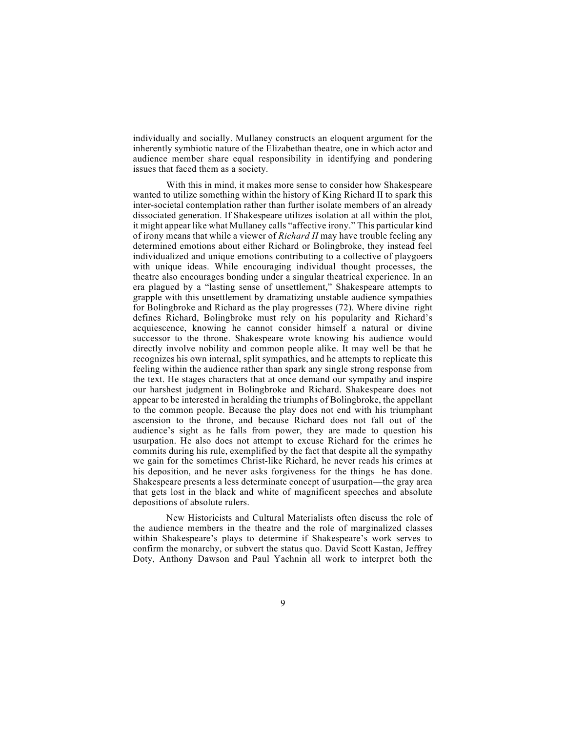individually and socially. Mullaney constructs an eloquent argument for the inherently symbiotic nature of the Elizabethan theatre, one in which actor and audience member share equal responsibility in identifying and pondering issues that faced them as a society.

With this in mind, it makes more sense to consider how Shakespeare wanted to utilize something within the history of King Richard II to spark this inter-societal contemplation rather than further isolate members of an already dissociated generation. If Shakespeare utilizes isolation at all within the plot, it might appear like what Mullaney calls "affective irony." This particular kind of irony means that while a viewer of *Richard II* may have trouble feeling any determined emotions about either Richard or Bolingbroke, they instead feel individualized and unique emotions contributing to a collective of playgoers with unique ideas. While encouraging individual thought processes, the theatre also encourages bonding under a singular theatrical experience. In an era plagued by a "lasting sense of unsettlement," Shakespeare attempts to grapple with this unsettlement by dramatizing unstable audience sympathies for Bolingbroke and Richard as the play progresses (72). Where divine right defines Richard, Bolingbroke must rely on his popularity and Richard's acquiescence, knowing he cannot consider himself a natural or divine successor to the throne. Shakespeare wrote knowing his audience would directly involve nobility and common people alike. It may well be that he recognizes his own internal, split sympathies, and he attempts to replicate this feeling within the audience rather than spark any single strong response from the text. He stages characters that at once demand our sympathy and inspire our harshest judgment in Bolingbroke and Richard. Shakespeare does not appear to be interested in heralding the triumphs of Bolingbroke, the appellant to the common people. Because the play does not end with his triumphant ascension to the throne, and because Richard does not fall out of the audience's sight as he falls from power, they are made to question his usurpation. He also does not attempt to excuse Richard for the crimes he commits during his rule, exemplified by the fact that despite all the sympathy we gain for the sometimes Christ-like Richard, he never reads his crimes at his deposition, and he never asks forgiveness for the things he has done. Shakespeare presents a less determinate concept of usurpation—the gray area that gets lost in the black and white of magnificent speeches and absolute depositions of absolute rulers.

New Historicists and Cultural Materialists often discuss the role of the audience members in the theatre and the role of marginalized classes within Shakespeare's plays to determine if Shakespeare's work serves to confirm the monarchy, or subvert the status quo. David Scott Kastan, Jeffrey Doty, Anthony Dawson and Paul Yachnin all work to interpret both the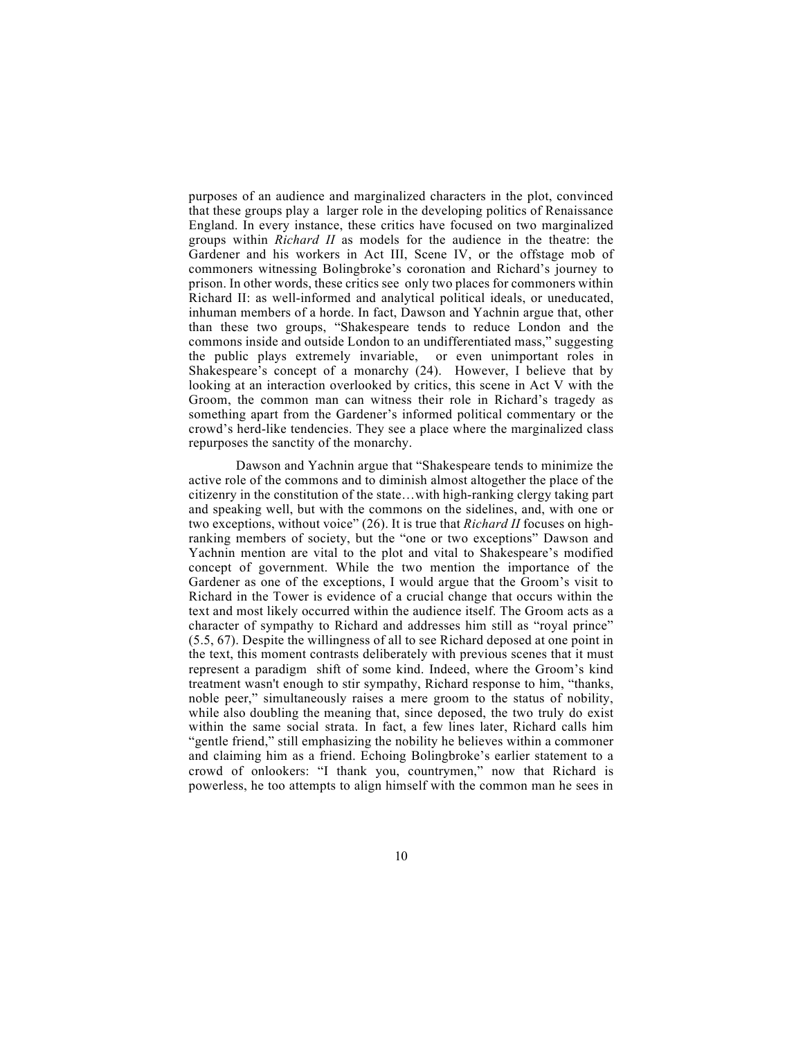purposes of an audience and marginalized characters in the plot, convinced that these groups play a larger role in the developing politics of Renaissance England. In every instance, these critics have focused on two marginalized groups within *Richard II* as models for the audience in the theatre: the Gardener and his workers in Act III, Scene IV, or the offstage mob of commoners witnessing Bolingbroke's coronation and Richard's journey to prison. In other words, these critics see only two places for commoners within Richard II: as well-informed and analytical political ideals, or uneducated, inhuman members of a horde. In fact, Dawson and Yachnin argue that, other than these two groups, "Shakespeare tends to reduce London and the commons inside and outside London to an undifferentiated mass," suggesting the public plays extremely invariable, or even unimportant roles in Shakespeare's concept of a monarchy (24). However, I believe that by looking at an interaction overlooked by critics, this scene in Act V with the Groom, the common man can witness their role in Richard's tragedy as something apart from the Gardener's informed political commentary or the crowd's herd-like tendencies. They see a place where the marginalized class repurposes the sanctity of the monarchy.

Dawson and Yachnin argue that "Shakespeare tends to minimize the active role of the commons and to diminish almost altogether the place of the citizenry in the constitution of the state…with high-ranking clergy taking part and speaking well, but with the commons on the sidelines, and, with one or two exceptions, without voice" (26). It is true that *Richard II* focuses on high-ranking members of society, but the "one or two exceptions" Dawson and Yachnin mention are vital to the plot and vital to Shakespeare's modified concept of government. While the two mention the importance of the Gardener as one of the exceptions, I would argue that the Groom's visit to Richard in the Tower is evidence of a crucial change that occurs within the text and most likely occurred within the audience itself. The Groom acts as a character of sympathy to Richard and addresses him still as "royal prince" (5.5, 67). Despite the willingness of all to see Richard deposed at one point in the text, this moment contrasts deliberately with previous scenes that it must represent a paradigm shift of some kind. Indeed, where the Groom's kind treatment wasn't enough to stir sympathy, Richard response to him, "thanks, noble peer," simultaneously raises a mere groom to the status of nobility, while also doubling the meaning that, since deposed, the two truly do exist within the same social strata. In fact, a few lines later, Richard calls him "gentle friend," still emphasizing the nobility he believes within a commoner and claiming him as a friend. Echoing Bolingbroke's earlier statement to a crowd of onlookers: "I thank you, countrymen," now that Richard is powerless, he too attempts to align himself with the common man he sees in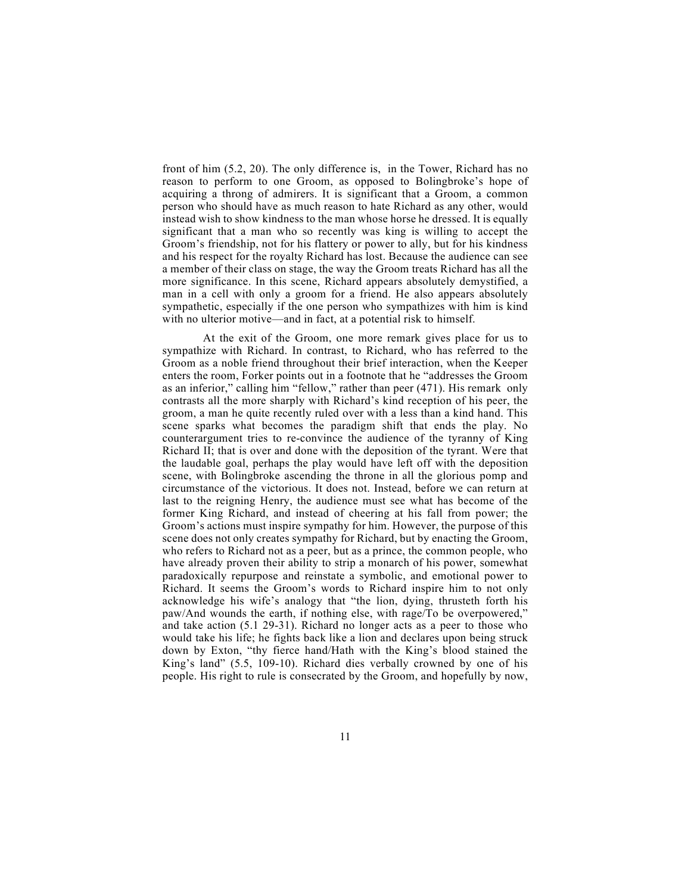front of him (5.2, 20). The only difference is, in the Tower, Richard has no reason to perform to one Groom, as opposed to Bolingbroke's hope of acquiring a throng of admirers. It is significant that a Groom, a common person who should have as much reason to hate Richard as any other, would instead wish to show kindness to the man whose horse he dressed. It is equally significant that a man who so recently was king is willing to accept the Groom's friendship, not for his flattery or power to ally, but for his kindness and his respect for the royalty Richard has lost. Because the audience can see a member of their class on stage, the way the Groom treats Richard has all the more significance. In this scene, Richard appears absolutely demystified, a man in a cell with only a groom for a friend. He also appears absolutely sympathetic, especially if the one person who sympathizes with him is kind with no ulterior motive—and in fact, at a potential risk to himself.

At the exit of the Groom, one more remark gives place for us to sympathize with Richard. In contrast, to Richard, who has referred to the Groom as a noble friend throughout their brief interaction, when the Keeper enters the room, Forker points out in a footnote that he "addresses the Groom as an inferior," calling him "fellow," rather than peer (471). His remark only contrasts all the more sharply with Richard's kind reception of his peer, the groom, a man he quite recently ruled over with a less than a kind hand. This scene sparks what becomes the paradigm shift that ends the play. No counterargument tries to re-convince the audience of the tyranny of King Richard II; that is over and done with the deposition of the tyrant. Were that the laudable goal, perhaps the play would have left off with the deposition scene, with Bolingbroke ascending the throne in all the glorious pomp and circumstance of the victorious. It does not. Instead, before we can return at last to the reigning Henry, the audience must see what has become of the former King Richard, and instead of cheering at his fall from power; the Groom's actions must inspire sympathy for him. However, the purpose of this scene does not only creates sympathy for Richard, but by enacting the Groom, who refers to Richard not as a peer, but as a prince, the common people, who have already proven their ability to strip a monarch of his power, somewhat paradoxically repurpose and reinstate a symbolic, and emotional power to Richard. It seems the Groom's words to Richard inspire him to not only acknowledge his wife's analogy that "the lion, dying, thrusteth forth his paw/And wounds the earth, if nothing else, with rage/To be overpowered," and take action (5.1 29-31). Richard no longer acts as a peer to those who would take his life; he fights back like a lion and declares upon being struck down by Exton, "thy fierce hand/Hath with the King's blood stained the King's land" (5.5, 109-10). Richard dies verbally crowned by one of his people. His right to rule is consecrated by the Groom, and hopefully by now,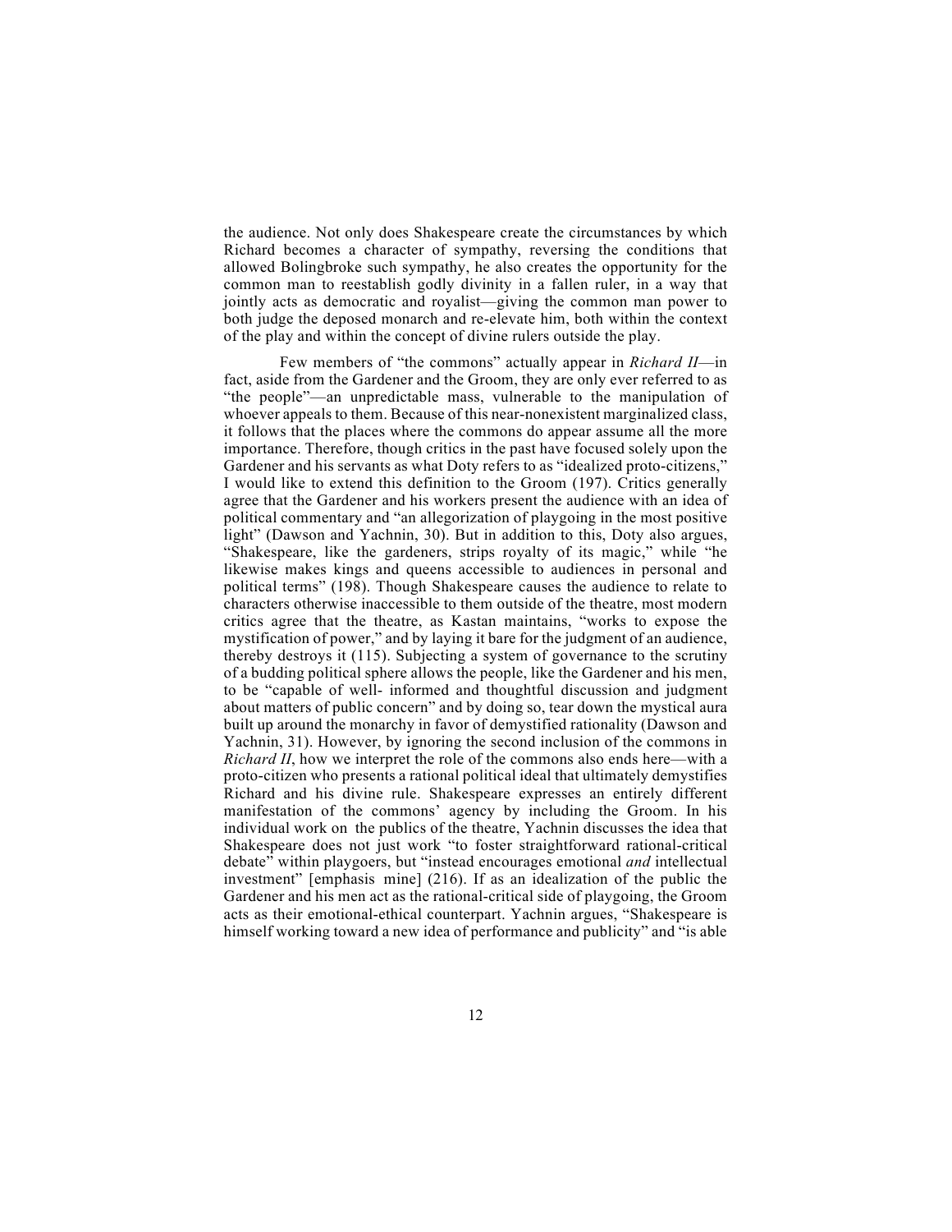the audience. Not only does Shakespeare create the circumstances by which Richard becomes a character of sympathy, reversing the conditions that allowed Bolingbroke such sympathy, he also creates the opportunity for the common man to reestablish godly divinity in a fallen ruler, in a way that jointly acts as democratic and royalist—giving the common man power to both judge the deposed monarch and re-elevate him, both within the context of the play and within the concept of divine rulers outside the play.

Few members of "the commons" actually appear in *Richard II*—in fact, aside from the Gardener and the Groom, they are only ever referred to as "the people"—an unpredictable mass, vulnerable to the manipulation of whoever appeals to them. Because of this near-nonexistent marginalized class, it follows that the places where the commons do appear assume all the more importance. Therefore, though critics in the past have focused solely upon the Gardener and his servants as what Doty refers to as "idealized proto-citizens," I would like to extend this definition to the Groom (197). Critics generally agree that the Gardener and his workers present the audience with an idea of political commentary and "an allegorization of playgoing in the most positive light" (Dawson and Yachnin, 30). But in addition to this, Doty also argues, "Shakespeare, like the gardeners, strips royalty of its magic," while "he likewise makes kings and queens accessible to audiences in personal and political terms" (198). Though Shakespeare causes the audience to relate to characters otherwise inaccessible to them outside of the theatre, most modern critics agree that the theatre, as Kastan maintains, "works to expose the mystification of power," and by laying it bare for the judgment of an audience, thereby destroys it (115). Subjecting a system of governance to the scrutiny of a budding political sphere allows the people, like the Gardener and his men, to be "capable of well- informed and thoughtful discussion and judgment about matters of public concern" and by doing so, tear down the mystical aura built up around the monarchy in favor of demystified rationality (Dawson and Yachnin, 31). However, by ignoring the second inclusion of the commons in *Richard II*, how we interpret the role of the commons also ends here—with a proto-citizen who presents a rational political ideal that ultimately demystifies Richard and his divine rule. Shakespeare expresses an entirely different manifestation of the commons' agency by including the Groom. In his individual work on the publics of the theatre, Yachnin discusses the idea that Shakespeare does not just work "to foster straightforward rational-critical debate" within playgoers, but "instead encourages emotional *and* intellectual investment" [emphasis mine] (216). If as an idealization of the public the Gardener and his men act as the rational-critical side of playgoing, the Groom acts as their emotional-ethical counterpart. Yachnin argues, "Shakespeare is himself working toward a new idea of performance and publicity" and "is able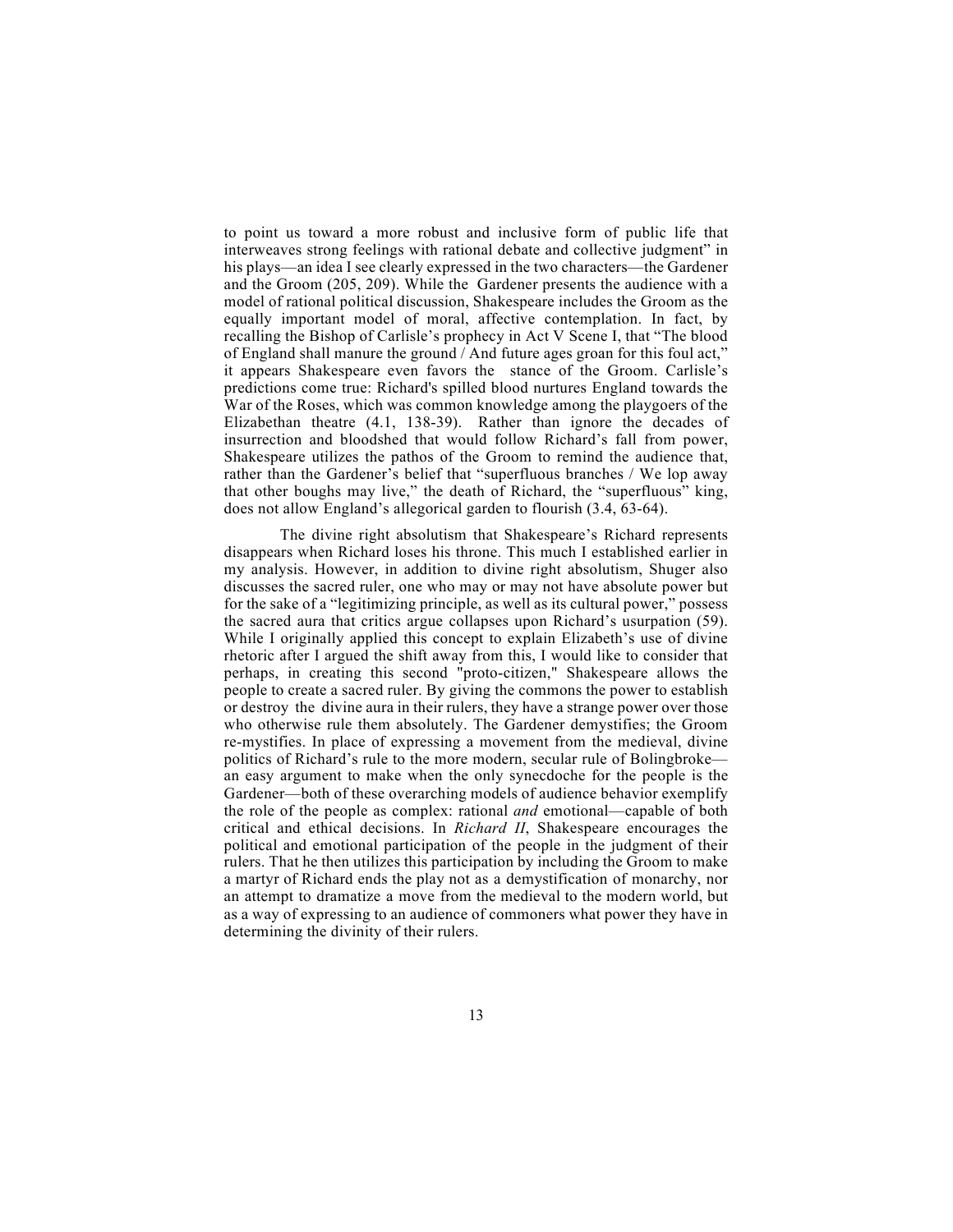to point us toward a more robust and inclusive form of public life that interweaves strong feelings with rational debate and collective judgment" in his plays—an idea I see clearly expressed in the two characters—the Gardener and the Groom (205, 209). While the Gardener presents the audience with a model of rational political discussion, Shakespeare includes the Groom as the equally important model of moral, affective contemplation. In fact, by recalling the Bishop of Carlisle's prophecy in Act V Scene I, that "The blood of England shall manure the ground / And future ages groan for this foul act," it appears Shakespeare even favors the stance of the Groom. Carlisle's predictions come true: Richard's spilled blood nurtures England towards the War of the Roses, which was common knowledge among the playgoers of the Elizabethan theatre (4.1, 138-39). Rather than ignore the decades of insurrection and bloodshed that would follow Richard's fall from power, Shakespeare utilizes the pathos of the Groom to remind the audience that, rather than the Gardener's belief that "superfluous branches / We lop away that other boughs may live," the death of Richard, the "superfluous" king, does not allow England's allegorical garden to flourish (3.4, 63-64).

The divine right absolutism that Shakespeare's Richard represents disappears when Richard loses his throne. This much I established earlier in my analysis. However, in addition to divine right absolutism, Shuger also discusses the sacred ruler, one who may or may not have absolute power but for the sake of a "legitimizing principle, as well as its cultural power," possess the sacred aura that critics argue collapses upon Richard's usurpation (59). While I originally applied this concept to explain Elizabeth's use of divine rhetoric after I argued the shift away from this, I would like to consider that perhaps, in creating this second "proto-citizen," Shakespeare allows the people to create a sacred ruler. By giving the commons the power to establish or destroy the divine aura in their rulers, they have a strange power over those who otherwise rule them absolutely. The Gardener demystifies; the Groom re-mystifies. In place of expressing a movement from the medieval, divine politics of Richard's rule to the more modern, secular rule of Bolingbroke—an easy argument to make when the only synecdoche for the people is the Gardener—both of these overarching models of audience behavior exemplify the role of the people as complex: rational *and* emotional—capable of both critical and ethical decisions. In *Richard II*, Shakespeare encourages the political and emotional participation of the people in the judgment of their rulers. That he then utilizes this participation by including the Groom to make a martyr of Richard ends the play not as a demystification of monarchy, nor an attempt to dramatize a move from the medieval to the modern world, but as a way of expressing to an audience of commoners what power they have in determining the divinity of their rulers.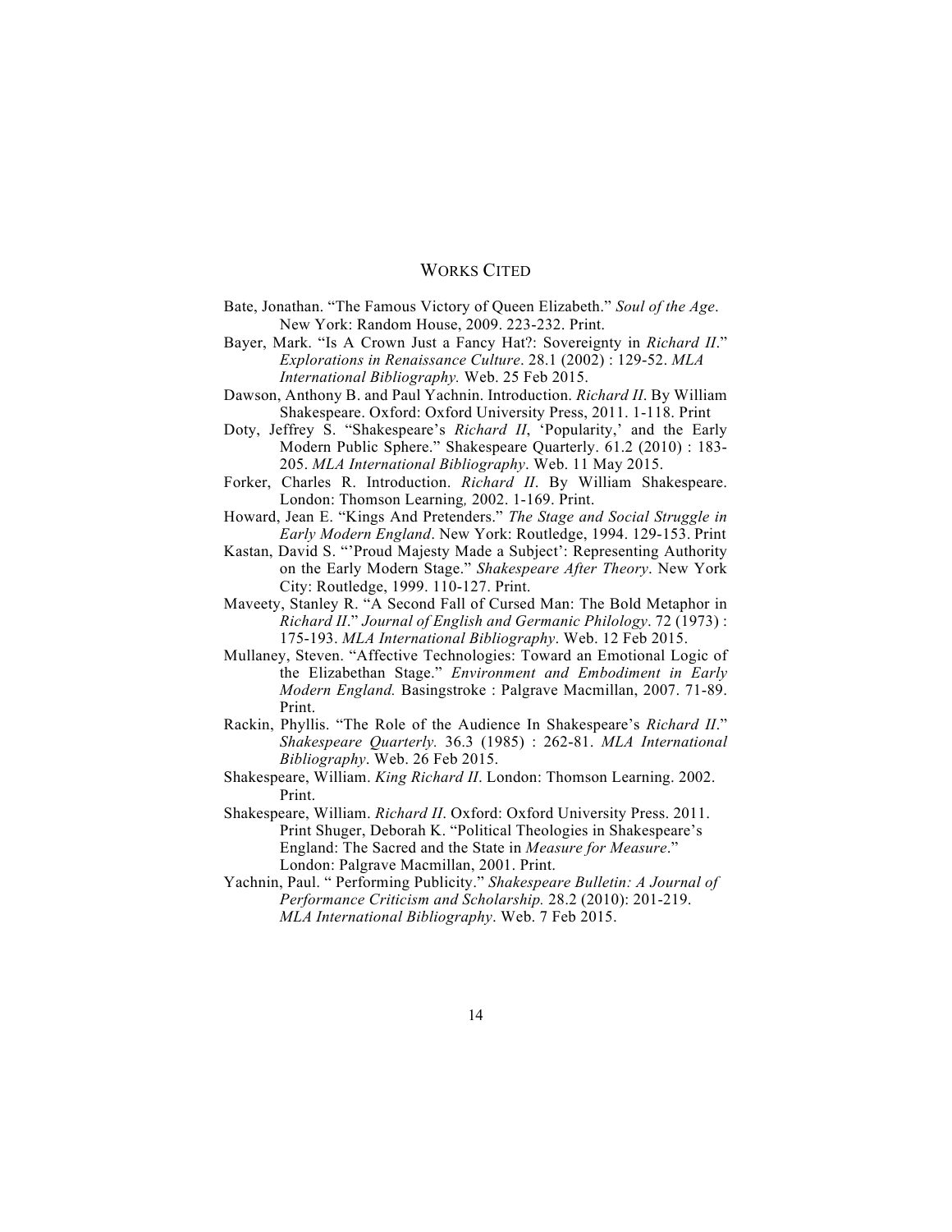# WORKS CITED

Bate, Jonathan. "The Famous Victory of Queen Elizabeth." *Soul of the Age*. New York: Random House, 2009. 223-232. Print.

Bayer, Mark. "Is A Crown Just a Fancy Hat?: Sovereignty in *Richard II*." *Explorations in Renaissance Culture*. 28.1 (2002) : 129-52. *MLA International Bibliography.* Web. 25 Feb 2015.

Dawson, Anthony B. and Paul Yachnin. Introduction. *Richard II*. By William Shakespeare. Oxford: Oxford University Press, 2011. 1-118. Print

Doty, Jeffrey S. "Shakespeare's *Richard II*, 'Popularity,' and the Early Modern Public Sphere." Shakespeare Quarterly. 61.2 (2010) : 183-205. *MLA International Bibliography*. Web. 11 May 2015.

Forker, Charles R. Introduction. *Richard II*. By William Shakespeare. London: Thomson Learning*,* 2002. 1-169. Print.

Howard, Jean E. "Kings And Pretenders." *The Stage and Social Struggle in Early Modern England*. New York: Routledge, 1994. 129-153. Print

Kastan, David S. "'Proud Majesty Made a Subject': Representing Authority on the Early Modern Stage." *Shakespeare After Theory*. New York City: Routledge, 1999. 110-127. Print.

Maveety, Stanley R. "A Second Fall of Cursed Man: The Bold Metaphor in *Richard II*." *Journal of English and Germanic Philology*. 72 (1973) : 175-193. *MLA International Bibliography*. Web. 12 Feb 2015.

Mullaney, Steven. "Affective Technologies: Toward an Emotional Logic of the Elizabethan Stage." *Environment and Embodiment in Early Modern England.* Basingstroke : Palgrave Macmillan, 2007. 71-89. Print.

Rackin, Phyllis. "The Role of the Audience In Shakespeare's *Richard II*." *Shakespeare Quarterly.* 36.3 (1985) : 262-81. *MLA International Bibliography*. Web. 26 Feb 2015.

Shakespeare, William. *King Richard II*. London: Thomson Learning. 2002. Print.

Shakespeare, William. *Richard II*. Oxford: Oxford University Press. 2011. Print Shuger, Deborah K. "Political Theologies in Shakespeare's England: The Sacred and the State in *Measure for Measure*." London: Palgrave Macmillan, 2001. Print.

Yachnin, Paul. " Performing Publicity." *Shakespeare Bulletin: A Journal of Performance Criticism and Scholarship.* 28.2 (2010): 201-219. *MLA International Bibliography*. Web. 7 Feb 2015.